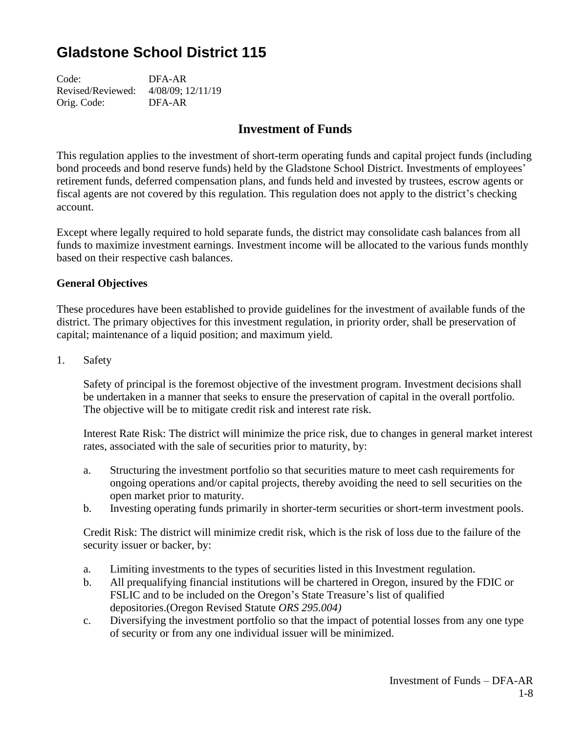# Gladstone School District 115

Code: DFA-AR
Revised/Reviewed: 4/08/09; 12/11/19
Orig. Code: DFA-AR

## Investment of Funds

This regulation applies to the investment of short-term operating funds and capital project funds (including bond proceeds and bond reserve funds) held by the Gladstone School District. Investments of employees' retirement funds, deferred compensation plans, and funds held and invested by trustees, escrow agents or fiscal agents are not covered by this regulation. This regulation does not apply to the district's checking account.

Except where legally required to hold separate funds, the district may consolidate cash balances from all funds to maximize investment earnings. Investment income will be allocated to the various funds monthly based on their respective cash balances.

### General Objectives

These procedures have been established to provide guidelines for the investment of available funds of the district. The primary objectives for this investment regulation, in priority order, shall be preservation of capital; maintenance of a liquid position; and maximum yield.

1. Safety

   Safety of principal is the foremost objective of the investment program. Investment decisions shall be undertaken in a manner that seeks to ensure the preservation of capital in the overall portfolio. The objective will be to mitigate credit risk and interest rate risk.

   Interest Rate Risk: The district will minimize the price risk, due to changes in general market interest rates, associated with the sale of securities prior to maturity, by:

   a. Structuring the investment portfolio so that securities mature to meet cash requirements for ongoing operations and/or capital projects, thereby avoiding the need to sell securities on the open market prior to maturity.
   b. Investing operating funds primarily in shorter-term securities or short-term investment pools.

   Credit Risk: The district will minimize credit risk, which is the risk of loss due to the failure of the security issuer or backer, by:

   a. Limiting investments to the types of securities listed in this Investment regulation.
   b. All prequalifying financial institutions will be chartered in Oregon, insured by the FDIC or FSLIC and to be included on the Oregon's State Treasure's list of qualified depositories.(Oregon Revised Statute *ORS 295.004)*
   c. Diversifying the investment portfolio so that the impact of potential losses from any one type of security or from any one individual issuer will be minimized.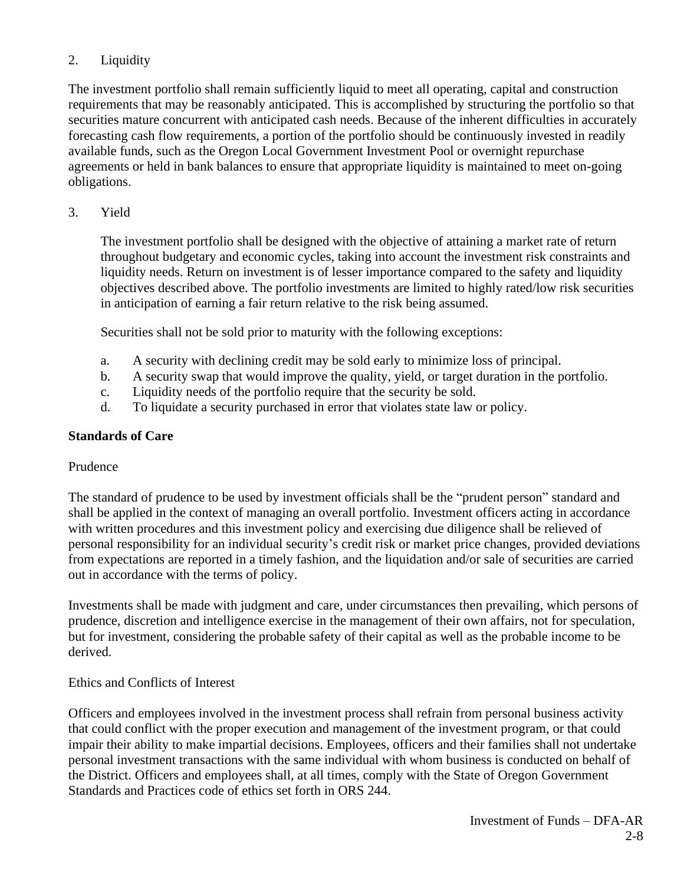2. Liquidity

The investment portfolio shall remain sufficiently liquid to meet all operating, capital and construction requirements that may be reasonably anticipated. This is accomplished by structuring the portfolio so that securities mature concurrent with anticipated cash needs. Because of the inherent difficulties in accurately forecasting cash flow requirements, a portion of the portfolio should be continuously invested in readily available funds, such as the Oregon Local Government Investment Pool or overnight repurchase agreements or held in bank balances to ensure that appropriate liquidity is maintained to meet on-going obligations.

3. Yield

The investment portfolio shall be designed with the objective of attaining a market rate of return throughout budgetary and economic cycles, taking into account the investment risk constraints and liquidity needs. Return on investment is of lesser importance compared to the safety and liquidity objectives described above. The portfolio investments are limited to highly rated/low risk securities in anticipation of earning a fair return relative to the risk being assumed.

Securities shall not be sold prior to maturity with the following exceptions:

a. A security with declining credit may be sold early to minimize loss of principal.
b. A security swap that would improve the quality, yield, or target duration in the portfolio.
c. Liquidity needs of the portfolio require that the security be sold.
d. To liquidate a security purchased in error that violates state law or policy.

**Standards of Care**

Prudence

The standard of prudence to be used by investment officials shall be the "prudent person" standard and shall be applied in the context of managing an overall portfolio. Investment officers acting in accordance with written procedures and this investment policy and exercising due diligence shall be relieved of personal responsibility for an individual security's credit risk or market price changes, provided deviations from expectations are reported in a timely fashion, and the liquidation and/or sale of securities are carried out in accordance with the terms of policy.

Investments shall be made with judgment and care, under circumstances then prevailing, which persons of prudence, discretion and intelligence exercise in the management of their own affairs, not for speculation, but for investment, considering the probable safety of their capital as well as the probable income to be derived.

Ethics and Conflicts of Interest

Officers and employees involved in the investment process shall refrain from personal business activity that could conflict with the proper execution and management of the investment program, or that could impair their ability to make impartial decisions. Employees, officers and their families shall not undertake personal investment transactions with the same individual with whom business is conducted on behalf of the District. Officers and employees shall, at all times, comply with the State of Oregon Government Standards and Practices code of ethics set forth in ORS 244.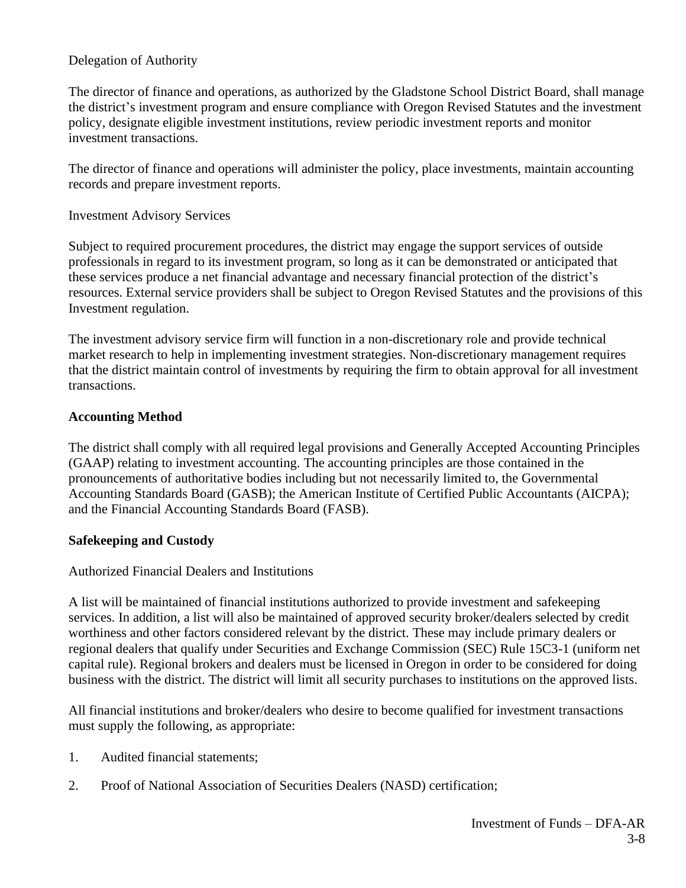Delegation of Authority

The director of finance and operations, as authorized by the Gladstone School District Board, shall manage the district's investment program and ensure compliance with Oregon Revised Statutes and the investment policy, designate eligible investment institutions, review periodic investment reports and monitor investment transactions.

The director of finance and operations will administer the policy, place investments, maintain accounting records and prepare investment reports.

Investment Advisory Services

Subject to required procurement procedures, the district may engage the support services of outside professionals in regard to its investment program, so long as it can be demonstrated or anticipated that these services produce a net financial advantage and necessary financial protection of the district's resources. External service providers shall be subject to Oregon Revised Statutes and the provisions of this Investment regulation.

The investment advisory service firm will function in a non-discretionary role and provide technical market research to help in implementing investment strategies. Non-discretionary management requires that the district maintain control of investments by requiring the firm to obtain approval for all investment transactions.

**Accounting Method**

The district shall comply with all required legal provisions and Generally Accepted Accounting Principles (GAAP) relating to investment accounting. The accounting principles are those contained in the pronouncements of authoritative bodies including but not necessarily limited to, the Governmental Accounting Standards Board (GASB); the American Institute of Certified Public Accountants (AICPA); and the Financial Accounting Standards Board (FASB).

**Safekeeping and Custody**

Authorized Financial Dealers and Institutions

A list will be maintained of financial institutions authorized to provide investment and safekeeping services. In addition, a list will also be maintained of approved security broker/dealers selected by credit worthiness and other factors considered relevant by the district. These may include primary dealers or regional dealers that qualify under Securities and Exchange Commission (SEC) Rule 15C3-1 (uniform net capital rule). Regional brokers and dealers must be licensed in Oregon in order to be considered for doing business with the district. The district will limit all security purchases to institutions on the approved lists.

All financial institutions and broker/dealers who desire to become qualified for investment transactions must supply the following, as appropriate:

1. Audited financial statements;
2. Proof of National Association of Securities Dealers (NASD) certification;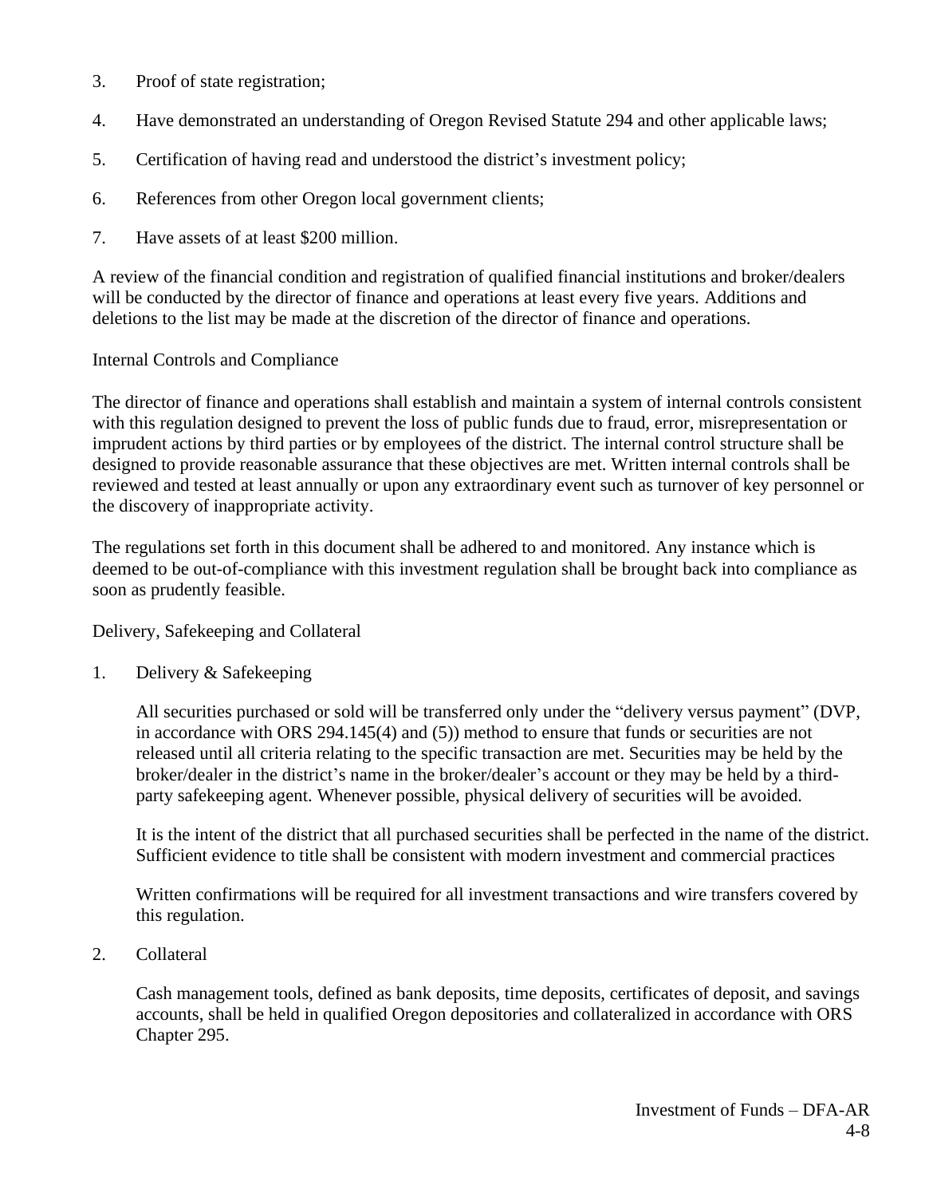3. Proof of state registration;

4. Have demonstrated an understanding of Oregon Revised Statute 294 and other applicable laws;

5. Certification of having read and understood the district's investment policy;

6. References from other Oregon local government clients;

7. Have assets of at least $200 million.

A review of the financial condition and registration of qualified financial institutions and broker/dealers will be conducted by the director of finance and operations at least every five years. Additions and deletions to the list may be made at the discretion of the director of finance and operations.

## Internal Controls and Compliance

The director of finance and operations shall establish and maintain a system of internal controls consistent with this regulation designed to prevent the loss of public funds due to fraud, error, misrepresentation or imprudent actions by third parties or by employees of the district. The internal control structure shall be designed to provide reasonable assurance that these objectives are met. Written internal controls shall be reviewed and tested at least annually or upon any extraordinary event such as turnover of key personnel or the discovery of inappropriate activity.

The regulations set forth in this document shall be adhered to and monitored. Any instance which is deemed to be out-of-compliance with this investment regulation shall be brought back into compliance as soon as prudently feasible.

## Delivery, Safekeeping and Collateral

1. Delivery & Safekeeping

   All securities purchased or sold will be transferred only under the "delivery versus payment" (DVP, in accordance with ORS 294.145(4) and (5)) method to ensure that funds or securities are not released until all criteria relating to the specific transaction are met. Securities may be held by the broker/dealer in the district's name in the broker/dealer's account or they may be held by a third-party safekeeping agent. Whenever possible, physical delivery of securities will be avoided.

   It is the intent of the district that all purchased securities shall be perfected in the name of the district. Sufficient evidence to title shall be consistent with modern investment and commercial practices

   Written confirmations will be required for all investment transactions and wire transfers covered by this regulation.

2. Collateral

   Cash management tools, defined as bank deposits, time deposits, certificates of deposit, and savings accounts, shall be held in qualified Oregon depositories and collateralized in accordance with ORS Chapter 295.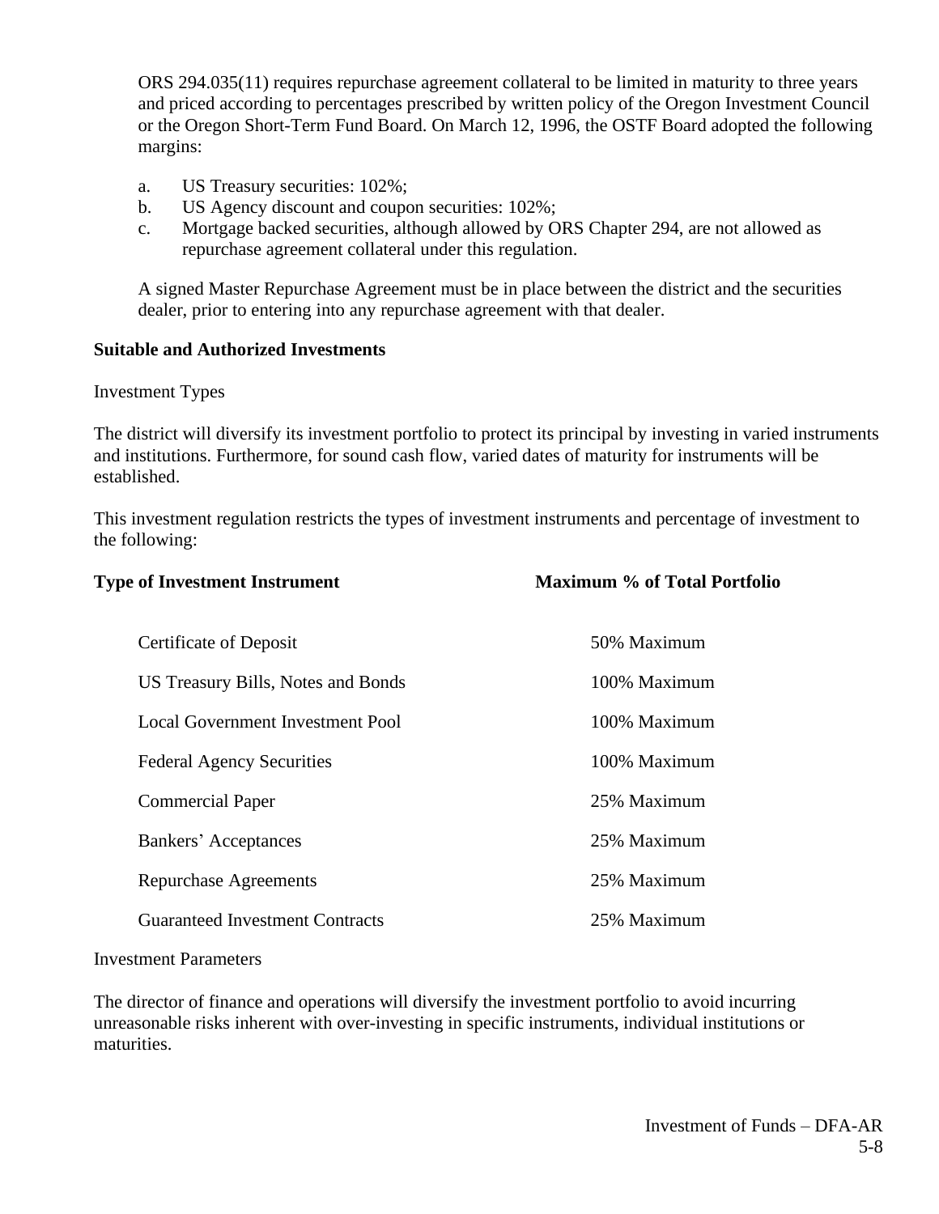ORS 294.035(11) requires repurchase agreement collateral to be limited in maturity to three years and priced according to percentages prescribed by written policy of the Oregon Investment Council or the Oregon Short-Term Fund Board. On March 12, 1996, the OSTF Board adopted the following margins:

a. US Treasury securities: 102%;
b. US Agency discount and coupon securities: 102%;
c. Mortgage backed securities, although allowed by ORS Chapter 294, are not allowed as repurchase agreement collateral under this regulation.

A signed Master Repurchase Agreement must be in place between the district and the securities dealer, prior to entering into any repurchase agreement with that dealer.

**Suitable and Authorized Investments**

Investment Types

The district will diversify its investment portfolio to protect its principal by investing in varied instruments and institutions. Furthermore, for sound cash flow, varied dates of maturity for instruments will be established.

This investment regulation restricts the types of investment instruments and percentage of investment to the following:

| Type of Investment Instrument | Maximum % of Total Portfolio |
| --- | --- |
| Certificate of Deposit | 50% Maximum |
| US Treasury Bills, Notes and Bonds | 100% Maximum |
| Local Government Investment Pool | 100% Maximum |
| Federal Agency Securities | 100% Maximum |
| Commercial Paper | 25% Maximum |
| Bankers' Acceptances | 25% Maximum |
| Repurchase Agreements | 25% Maximum |
| Guaranteed Investment Contracts | 25% Maximum |

Investment Parameters

The director of finance and operations will diversify the investment portfolio to avoid incurring unreasonable risks inherent with over-investing in specific instruments, individual institutions or maturities.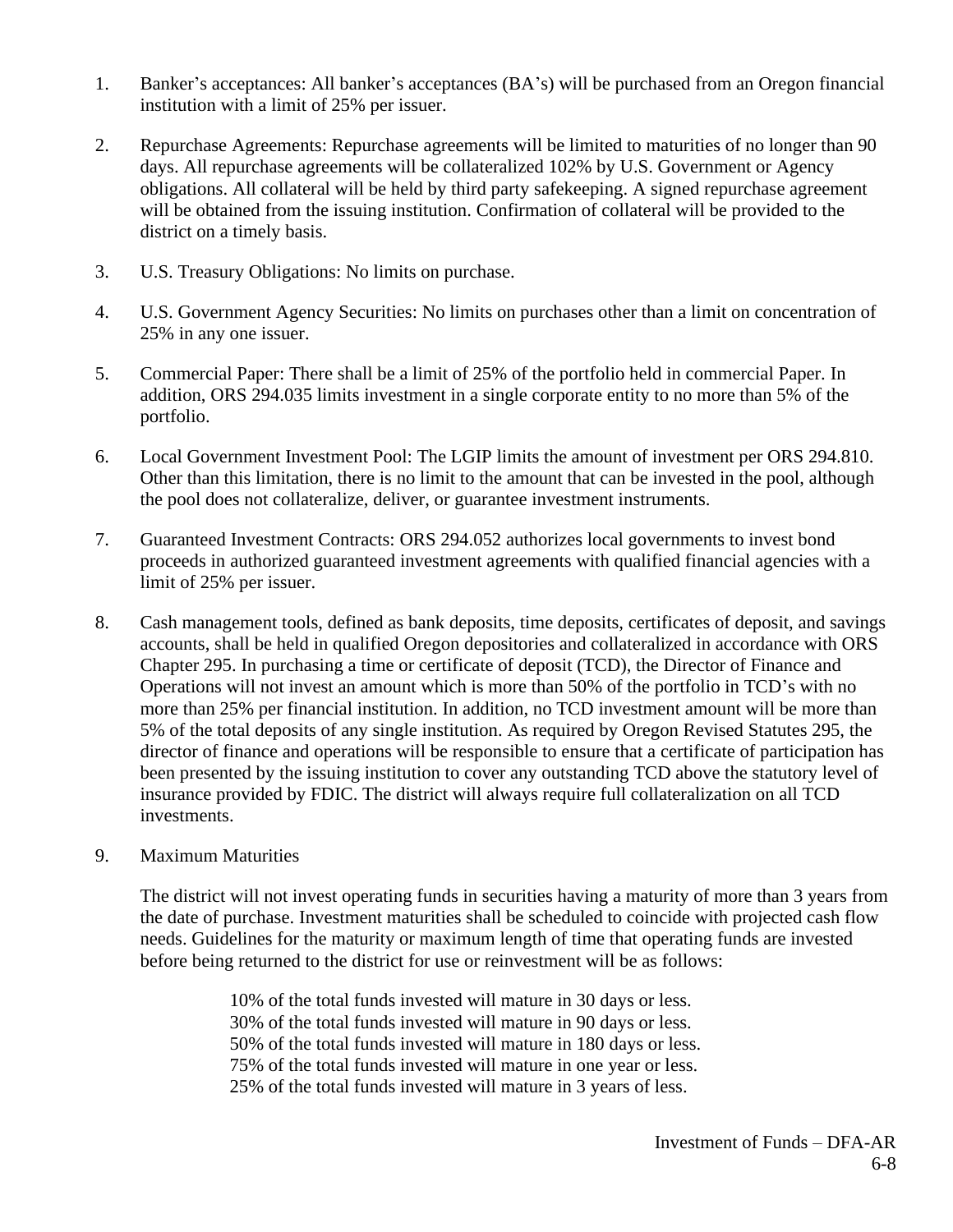1. Banker's acceptances: All banker's acceptances (BA's) will be purchased from an Oregon financial institution with a limit of 25% per issuer.

2. Repurchase Agreements: Repurchase agreements will be limited to maturities of no longer than 90 days. All repurchase agreements will be collateralized 102% by U.S. Government or Agency obligations. All collateral will be held by third party safekeeping. A signed repurchase agreement will be obtained from the issuing institution. Confirmation of collateral will be provided to the district on a timely basis.

3. U.S. Treasury Obligations: No limits on purchase.

4. U.S. Government Agency Securities: No limits on purchases other than a limit on concentration of 25% in any one issuer.

5. Commercial Paper: There shall be a limit of 25% of the portfolio held in commercial Paper. In addition, ORS 294.035 limits investment in a single corporate entity to no more than 5% of the portfolio.

6. Local Government Investment Pool: The LGIP limits the amount of investment per ORS 294.810. Other than this limitation, there is no limit to the amount that can be invested in the pool, although the pool does not collateralize, deliver, or guarantee investment instruments.

7. Guaranteed Investment Contracts: ORS 294.052 authorizes local governments to invest bond proceeds in authorized guaranteed investment agreements with qualified financial agencies with a limit of 25% per issuer.

8. Cash management tools, defined as bank deposits, time deposits, certificates of deposit, and savings accounts, shall be held in qualified Oregon depositories and collateralized in accordance with ORS Chapter 295. In purchasing a time or certificate of deposit (TCD), the Director of Finance and Operations will not invest an amount which is more than 50% of the portfolio in TCD's with no more than 25% per financial institution. In addition, no TCD investment amount will be more than 5% of the total deposits of any single institution. As required by Oregon Revised Statutes 295, the director of finance and operations will be responsible to ensure that a certificate of participation has been presented by the issuing institution to cover any outstanding TCD above the statutory level of insurance provided by FDIC. The district will always require full collateralization on all TCD investments.

9. Maximum Maturities

   The district will not invest operating funds in securities having a maturity of more than 3 years from the date of purchase. Investment maturities shall be scheduled to coincide with projected cash flow needs. Guidelines for the maturity or maximum length of time that operating funds are invested before being returned to the district for use or reinvestment will be as follows:

   10% of the total funds invested will mature in 30 days or less.
   30% of the total funds invested will mature in 90 days or less.
   50% of the total funds invested will mature in 180 days or less.
   75% of the total funds invested will mature in one year or less.
   25% of the total funds invested will mature in 3 years of less.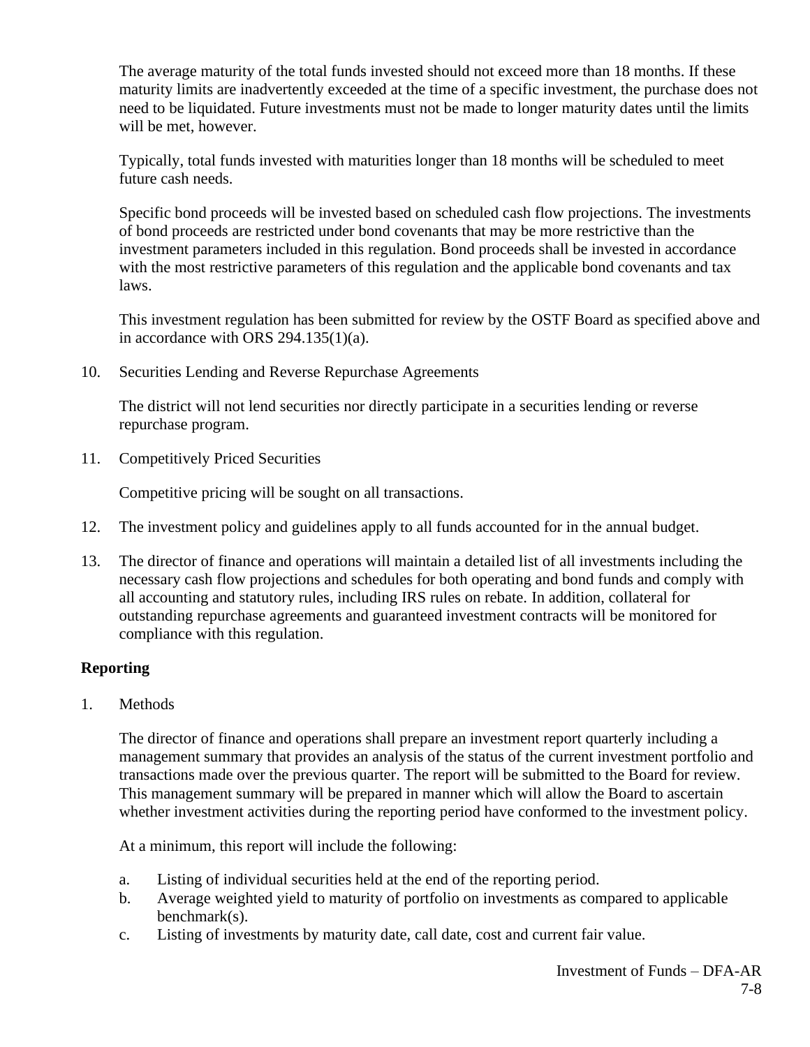The average maturity of the total funds invested should not exceed more than 18 months. If these maturity limits are inadvertently exceeded at the time of a specific investment, the purchase does not need to be liquidated. Future investments must not be made to longer maturity dates until the limits will be met, however.

Typically, total funds invested with maturities longer than 18 months will be scheduled to meet future cash needs.

Specific bond proceeds will be invested based on scheduled cash flow projections. The investments of bond proceeds are restricted under bond covenants that may be more restrictive than the investment parameters included in this regulation. Bond proceeds shall be invested in accordance with the most restrictive parameters of this regulation and the applicable bond covenants and tax laws.

This investment regulation has been submitted for review by the OSTF Board as specified above and in accordance with ORS 294.135(1)(a).

10. Securities Lending and Reverse Repurchase Agreements

    The district will not lend securities nor directly participate in a securities lending or reverse repurchase program.

11. Competitively Priced Securities

    Competitive pricing will be sought on all transactions.

12. The investment policy and guidelines apply to all funds accounted for in the annual budget.

13. The director of finance and operations will maintain a detailed list of all investments including the necessary cash flow projections and schedules for both operating and bond funds and comply with all accounting and statutory rules, including IRS rules on rebate. In addition, collateral for outstanding repurchase agreements and guaranteed investment contracts will be monitored for compliance with this regulation.

**Reporting**

1. Methods

   The director of finance and operations shall prepare an investment report quarterly including a management summary that provides an analysis of the status of the current investment portfolio and transactions made over the previous quarter. The report will be submitted to the Board for review. This management summary will be prepared in manner which will allow the Board to ascertain whether investment activities during the reporting period have conformed to the investment policy.

   At a minimum, this report will include the following:

   a. Listing of individual securities held at the end of the reporting period.
   b. Average weighted yield to maturity of portfolio on investments as compared to applicable benchmark(s).
   c. Listing of investments by maturity date, call date, cost and current fair value.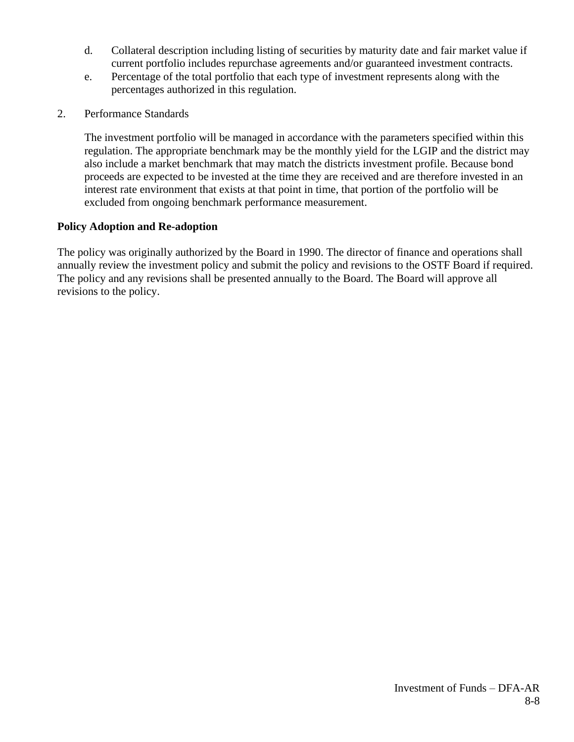d. Collateral description including listing of securities by maturity date and fair market value if current portfolio includes repurchase agreements and/or guaranteed investment contracts.

e. Percentage of the total portfolio that each type of investment represents along with the percentages authorized in this regulation.

2. Performance Standards

   The investment portfolio will be managed in accordance with the parameters specified within this regulation. The appropriate benchmark may be the monthly yield for the LGIP and the district may also include a market benchmark that may match the districts investment profile. Because bond proceeds are expected to be invested at the time they are received and are therefore invested in an interest rate environment that exists at that point in time, that portion of the portfolio will be excluded from ongoing benchmark performance measurement.

**Policy Adoption and Re-adoption**

The policy was originally authorized by the Board in 1990. The director of finance and operations shall annually review the investment policy and submit the policy and revisions to the OSTF Board if required. The policy and any revisions shall be presented annually to the Board. The Board will approve all revisions to the policy.